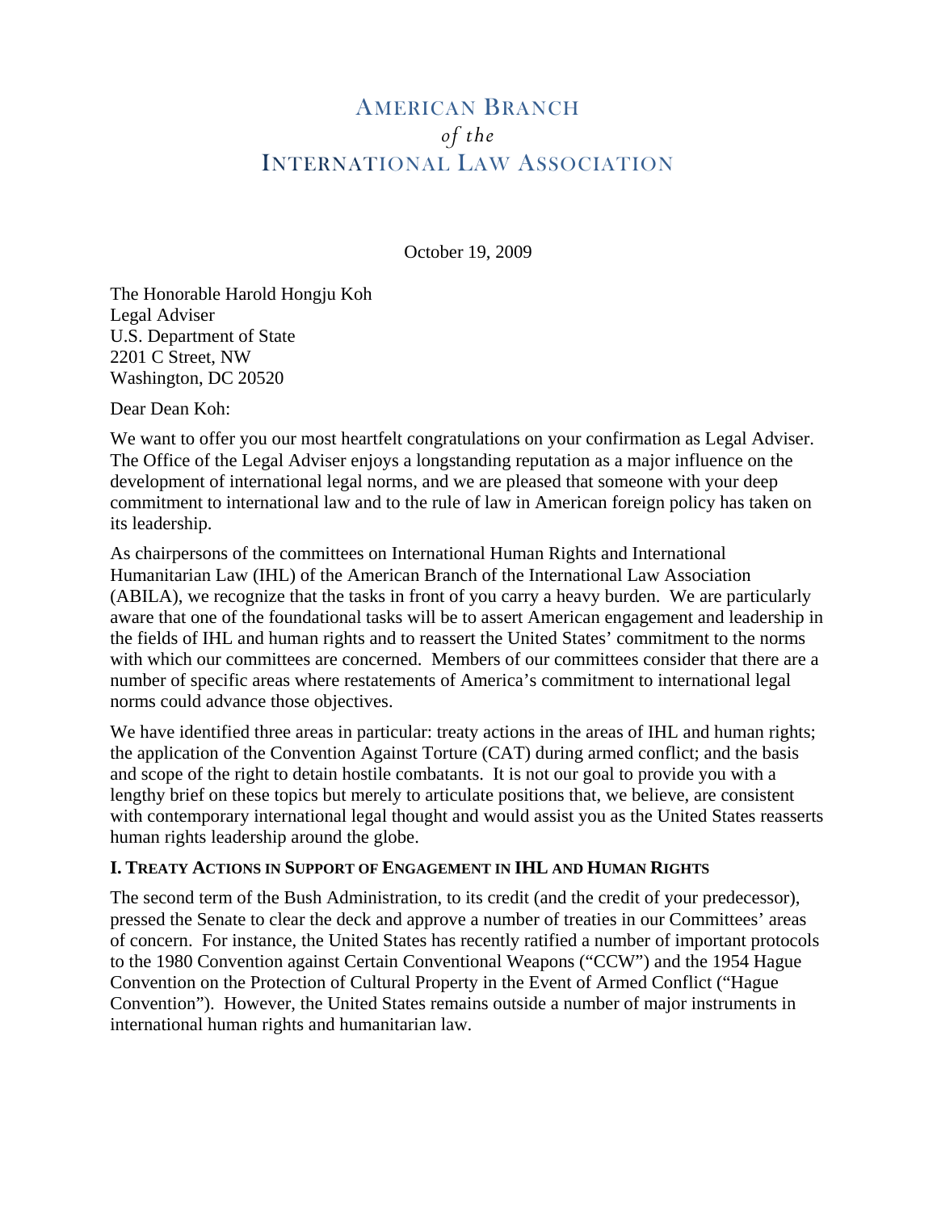# AMERICAN BRANCH *of the* INTERNATIONAL LAW ASSOCIATION

October 19, 2009

The Honorable Harold Hongju Koh
Legal Adviser
U.S. Department of State
2201 C Street, NW
Washington, DC 20520

Dear Dean Koh:

We want to offer you our most heartfelt congratulations on your confirmation as Legal Adviser. The Office of the Legal Adviser enjoys a longstanding reputation as a major influence on the development of international legal norms, and we are pleased that someone with your deep commitment to international law and to the rule of law in American foreign policy has taken on its leadership.

As chairpersons of the committees on International Human Rights and International Humanitarian Law (IHL) of the American Branch of the International Law Association (ABILA), we recognize that the tasks in front of you carry a heavy burden. We are particularly aware that one of the foundational tasks will be to assert American engagement and leadership in the fields of IHL and human rights and to reassert the United States' commitment to the norms with which our committees are concerned. Members of our committees consider that there are a number of specific areas where restatements of America's commitment to international legal norms could advance those objectives.

We have identified three areas in particular: treaty actions in the areas of IHL and human rights; the application of the Convention Against Torture (CAT) during armed conflict; and the basis and scope of the right to detain hostile combatants. It is not our goal to provide you with a lengthy brief on these topics but merely to articulate positions that, we believe, are consistent with contemporary international legal thought and would assist you as the United States reasserts human rights leadership around the globe.

## I. TREATY ACTIONS IN SUPPORT OF ENGAGEMENT IN IHL AND HUMAN RIGHTS

The second term of the Bush Administration, to its credit (and the credit of your predecessor), pressed the Senate to clear the deck and approve a number of treaties in our Committees' areas of concern. For instance, the United States has recently ratified a number of important protocols to the 1980 Convention against Certain Conventional Weapons ("CCW") and the 1954 Hague Convention on the Protection of Cultural Property in the Event of Armed Conflict ("Hague Convention"). However, the United States remains outside a number of major instruments in international human rights and humanitarian law.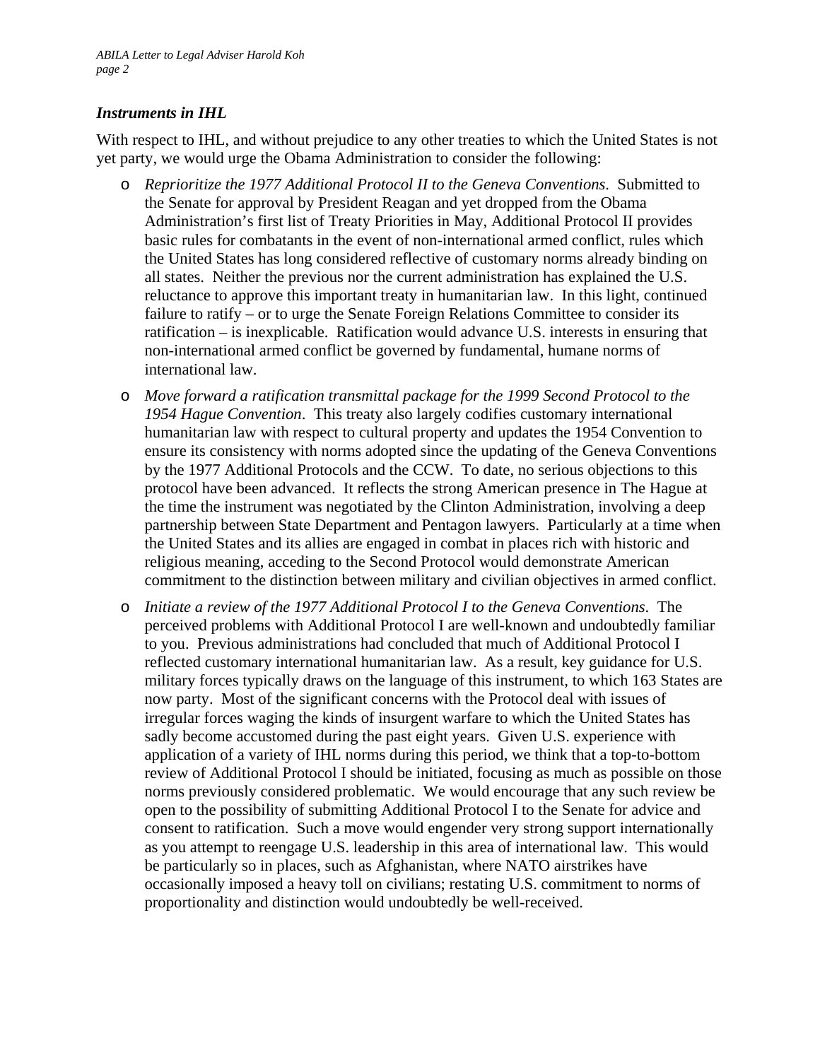### *Instruments in IHL*

With respect to IHL, and without prejudice to any other treaties to which the United States is not yet party, we would urge the Obama Administration to consider the following:

- *Reprioritize the 1977 Additional Protocol II to the Geneva Conventions*. Submitted to the Senate for approval by President Reagan and yet dropped from the Obama Administration's first list of Treaty Priorities in May, Additional Protocol II provides basic rules for combatants in the event of non-international armed conflict, rules which the United States has long considered reflective of customary norms already binding on all states. Neither the previous nor the current administration has explained the U.S. reluctance to approve this important treaty in humanitarian law. In this light, continued failure to ratify – or to urge the Senate Foreign Relations Committee to consider its ratification – is inexplicable. Ratification would advance U.S. interests in ensuring that non-international armed conflict be governed by fundamental, humane norms of international law.
- *Move forward a ratification transmittal package for the 1999 Second Protocol to the 1954 Hague Convention*. This treaty also largely codifies customary international humanitarian law with respect to cultural property and updates the 1954 Convention to ensure its consistency with norms adopted since the updating of the Geneva Conventions by the 1977 Additional Protocols and the CCW. To date, no serious objections to this protocol have been advanced. It reflects the strong American presence in The Hague at the time the instrument was negotiated by the Clinton Administration, involving a deep partnership between State Department and Pentagon lawyers. Particularly at a time when the United States and its allies are engaged in combat in places rich with historic and religious meaning, acceding to the Second Protocol would demonstrate American commitment to the distinction between military and civilian objectives in armed conflict.
- *Initiate a review of the 1977 Additional Protocol I to the Geneva Conventions*. The perceived problems with Additional Protocol I are well-known and undoubtedly familiar to you. Previous administrations had concluded that much of Additional Protocol I reflected customary international humanitarian law. As a result, key guidance for U.S. military forces typically draws on the language of this instrument, to which 163 States are now party. Most of the significant concerns with the Protocol deal with issues of irregular forces waging the kinds of insurgent warfare to which the United States has sadly become accustomed during the past eight years. Given U.S. experience with application of a variety of IHL norms during this period, we think that a top-to-bottom review of Additional Protocol I should be initiated, focusing as much as possible on those norms previously considered problematic. We would encourage that any such review be open to the possibility of submitting Additional Protocol I to the Senate for advice and consent to ratification. Such a move would engender very strong support internationally as you attempt to reengage U.S. leadership in this area of international law. This would be particularly so in places, such as Afghanistan, where NATO airstrikes have occasionally imposed a heavy toll on civilians; restating U.S. commitment to norms of proportionality and distinction would undoubtedly be well-received.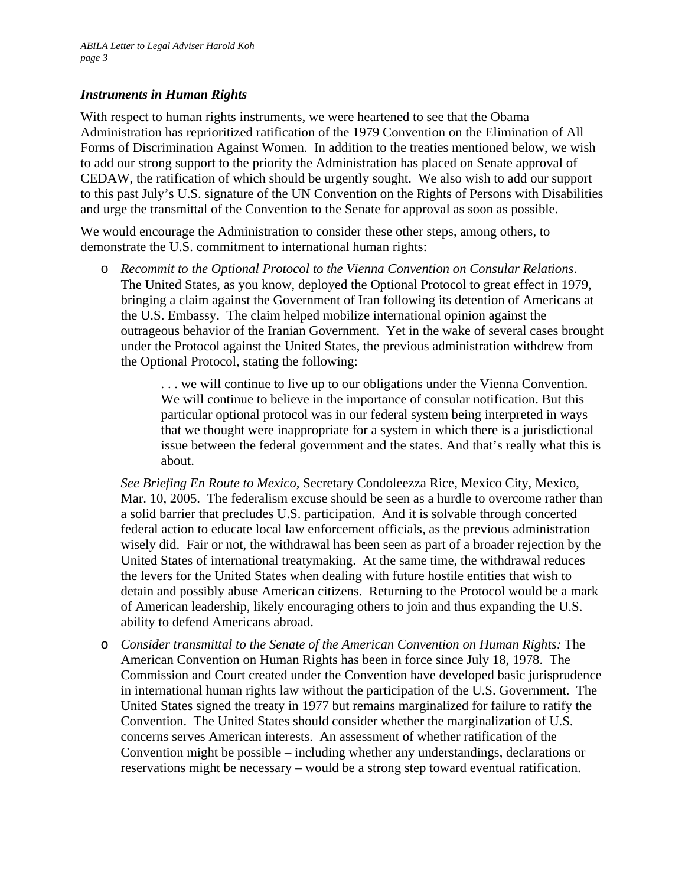### *Instruments in Human Rights*

With respect to human rights instruments, we were heartened to see that the Obama Administration has reprioritized ratification of the 1979 Convention on the Elimination of All Forms of Discrimination Against Women. In addition to the treaties mentioned below, we wish to add our strong support to the priority the Administration has placed on Senate approval of CEDAW, the ratification of which should be urgently sought. We also wish to add our support to this past July's U.S. signature of the UN Convention on the Rights of Persons with Disabilities and urge the transmittal of the Convention to the Senate for approval as soon as possible.

We would encourage the Administration to consider these other steps, among others, to demonstrate the U.S. commitment to international human rights:

- *Recommit to the Optional Protocol to the Vienna Convention on Consular Relations*. The United States, as you know, deployed the Optional Protocol to great effect in 1979, bringing a claim against the Government of Iran following its detention of Americans at the U.S. Embassy. The claim helped mobilize international opinion against the outrageous behavior of the Iranian Government. Yet in the wake of several cases brought under the Protocol against the United States, the previous administration withdrew from the Optional Protocol, stating the following:

  > . . . we will continue to live up to our obligations under the Vienna Convention. We will continue to believe in the importance of consular notification. But this particular optional protocol was in our federal system being interpreted in ways that we thought were inappropriate for a system in which there is a jurisdictional issue between the federal government and the states. And that's really what this is about.

  *See Briefing En Route to Mexico*, Secretary Condoleezza Rice, Mexico City, Mexico, Mar. 10, 2005. The federalism excuse should be seen as a hurdle to overcome rather than a solid barrier that precludes U.S. participation. And it is solvable through concerted federal action to educate local law enforcement officials, as the previous administration wisely did. Fair or not, the withdrawal has been seen as part of a broader rejection by the United States of international treatymaking. At the same time, the withdrawal reduces the levers for the United States when dealing with future hostile entities that wish to detain and possibly abuse American citizens. Returning to the Protocol would be a mark of American leadership, likely encouraging others to join and thus expanding the U.S. ability to defend Americans abroad.

- *Consider transmittal to the Senate of the American Convention on Human Rights:* The American Convention on Human Rights has been in force since July 18, 1978. The Commission and Court created under the Convention have developed basic jurisprudence in international human rights law without the participation of the U.S. Government. The United States signed the treaty in 1977 but remains marginalized for failure to ratify the Convention. The United States should consider whether the marginalization of U.S. concerns serves American interests. An assessment of whether ratification of the Convention might be possible – including whether any understandings, declarations or reservations might be necessary – would be a strong step toward eventual ratification.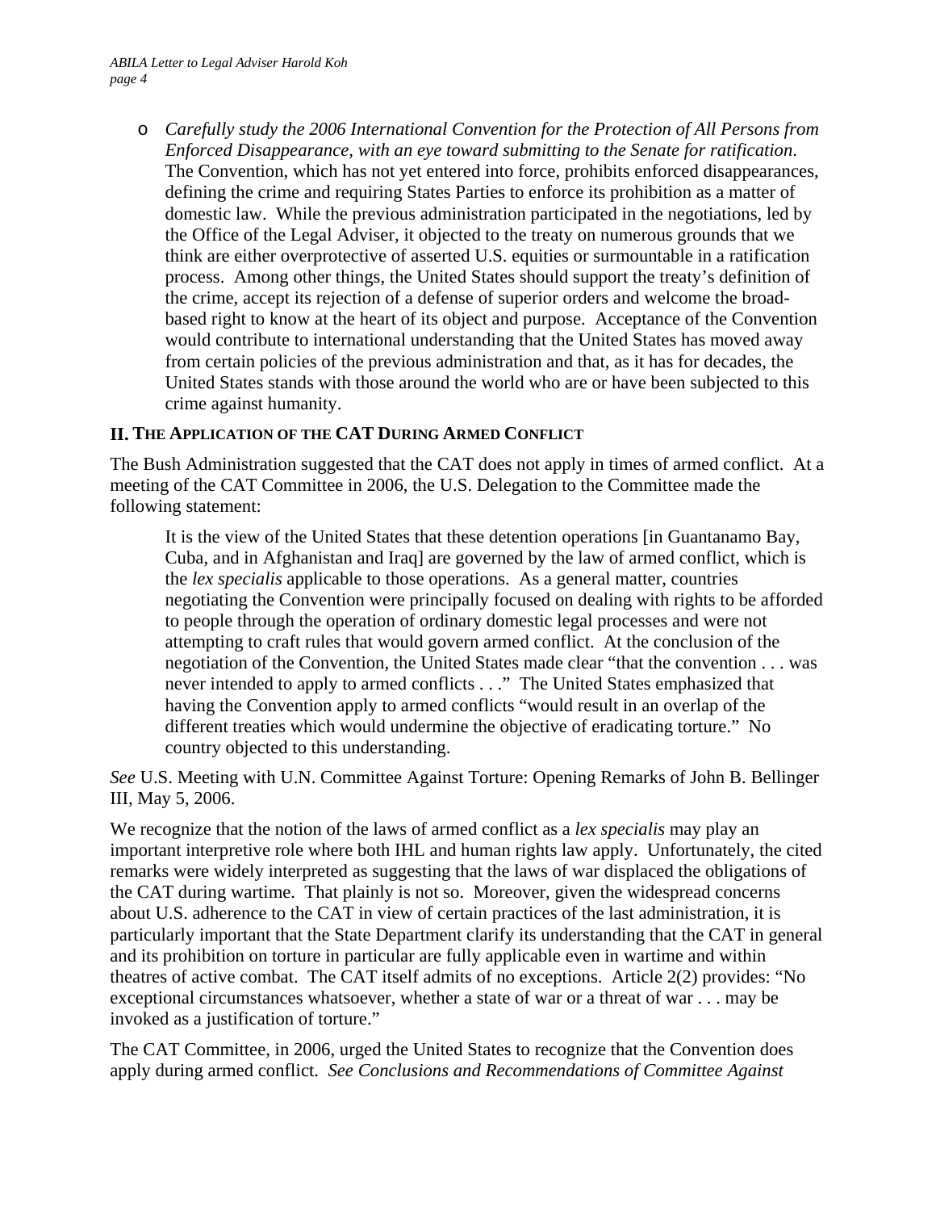- *Carefully study the 2006 International Convention for the Protection of All Persons from Enforced Disappearance, with an eye toward submitting to the Senate for ratification.* The Convention, which has not yet entered into force, prohibits enforced disappearances, defining the crime and requiring States Parties to enforce its prohibition as a matter of domestic law. While the previous administration participated in the negotiations, led by the Office of the Legal Adviser, it objected to the treaty on numerous grounds that we think are either overprotective of asserted U.S. equities or surmountable in a ratification process. Among other things, the United States should support the treaty's definition of the crime, accept its rejection of a defense of superior orders and welcome the broad-based right to know at the heart of its object and purpose. Acceptance of the Convention would contribute to international understanding that the United States has moved away from certain policies of the previous administration and that, as it has for decades, the United States stands with those around the world who are or have been subjected to this crime against humanity.

## II. The Application of the CAT During Armed Conflict

The Bush Administration suggested that the CAT does not apply in times of armed conflict. At a meeting of the CAT Committee in 2006, the U.S. Delegation to the Committee made the following statement:

> It is the view of the United States that these detention operations [in Guantanamo Bay, Cuba, and in Afghanistan and Iraq] are governed by the law of armed conflict, which is the *lex specialis* applicable to those operations. As a general matter, countries negotiating the Convention were principally focused on dealing with rights to be afforded to people through the operation of ordinary domestic legal processes and were not attempting to craft rules that would govern armed conflict. At the conclusion of the negotiation of the Convention, the United States made clear "that the convention . . . was never intended to apply to armed conflicts . . ." The United States emphasized that having the Convention apply to armed conflicts "would result in an overlap of the different treaties which would undermine the objective of eradicating torture." No country objected to this understanding.

*See* U.S. Meeting with U.N. Committee Against Torture: Opening Remarks of John B. Bellinger III, May 5, 2006.

We recognize that the notion of the laws of armed conflict as a *lex specialis* may play an important interpretive role where both IHL and human rights law apply. Unfortunately, the cited remarks were widely interpreted as suggesting that the laws of war displaced the obligations of the CAT during wartime. That plainly is not so. Moreover, given the widespread concerns about U.S. adherence to the CAT in view of certain practices of the last administration, it is particularly important that the State Department clarify its understanding that the CAT in general and its prohibition on torture in particular are fully applicable even in wartime and within theatres of active combat. The CAT itself admits of no exceptions. Article 2(2) provides: "No exceptional circumstances whatsoever, whether a state of war or a threat of war . . . may be invoked as a justification of torture."

The CAT Committee, in 2006, urged the United States to recognize that the Convention does apply during armed conflict. *See Conclusions and Recommendations of Committee Against*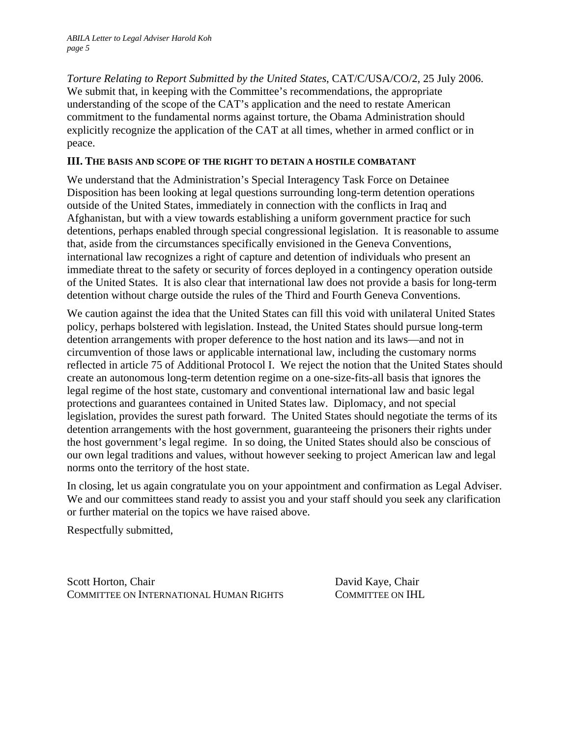*Torture Relating to Report Submitted by the United States*, CAT/C/USA/CO/2, 25 July 2006. We submit that, in keeping with the Committee's recommendations, the appropriate understanding of the scope of the CAT's application and the need to restate American commitment to the fundamental norms against torture, the Obama Administration should explicitly recognize the application of the CAT at all times, whether in armed conflict or in peace.

### III. THE BASIS AND SCOPE OF THE RIGHT TO DETAIN A HOSTILE COMBATANT

We understand that the Administration's Special Interagency Task Force on Detainee Disposition has been looking at legal questions surrounding long-term detention operations outside of the United States, immediately in connection with the conflicts in Iraq and Afghanistan, but with a view towards establishing a uniform government practice for such detentions, perhaps enabled through special congressional legislation. It is reasonable to assume that, aside from the circumstances specifically envisioned in the Geneva Conventions, international law recognizes a right of capture and detention of individuals who present an immediate threat to the safety or security of forces deployed in a contingency operation outside of the United States. It is also clear that international law does not provide a basis for long-term detention without charge outside the rules of the Third and Fourth Geneva Conventions.

We caution against the idea that the United States can fill this void with unilateral United States policy, perhaps bolstered with legislation. Instead, the United States should pursue long-term detention arrangements with proper deference to the host nation and its laws—and not in circumvention of those laws or applicable international law, including the customary norms reflected in article 75 of Additional Protocol I. We reject the notion that the United States should create an autonomous long-term detention regime on a one-size-fits-all basis that ignores the legal regime of the host state, customary and conventional international law and basic legal protections and guarantees contained in United States law. Diplomacy, and not special legislation, provides the surest path forward. The United States should negotiate the terms of its detention arrangements with the host government, guaranteeing the prisoners their rights under the host government's legal regime. In so doing, the United States should also be conscious of our own legal traditions and values, without however seeking to project American law and legal norms onto the territory of the host state.

In closing, let us again congratulate you on your appointment and confirmation as Legal Adviser. We and our committees stand ready to assist you and your staff should you seek any clarification or further material on the topics we have raised above.

Respectfully submitted,

Scott Horton, Chair
COMMITTEE ON INTERNATIONAL HUMAN RIGHTS

David Kaye, Chair
COMMITTEE ON IHL